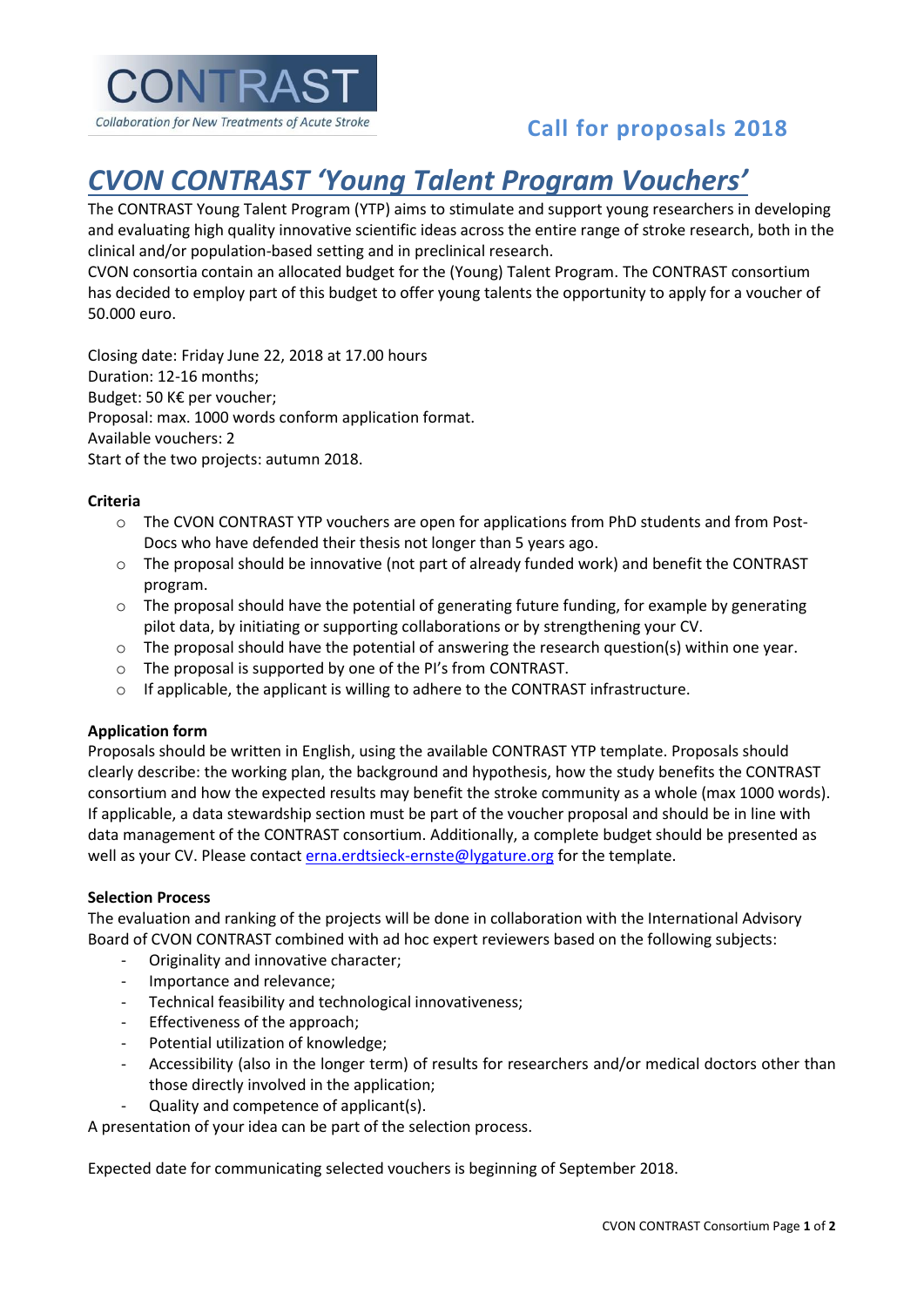CONTRAST

*Collaboration for New Treatments of Acute Stroke*

## Call for proposals 2018

# *CVON CONTRAST 'Young Talent Program Vouchers'*

The CONTRAST Young Talent Program (YTP) aims to stimulate and support young researchers in developing and evaluating high quality innovative scientific ideas across the entire range of stroke research, both in the clinical and/or population-based setting and in preclinical research.
CVON consortia contain an allocated budget for the (Young) Talent Program. The CONTRAST consortium has decided to employ part of this budget to offer young talents the opportunity to apply for a voucher of 50.000 euro.

Closing date: Friday June 22, 2018 at 17.00 hours
Duration: 12-16 months;
Budget: 50 K€ per voucher;
Proposal: max. 1000 words conform application format.
Available vouchers: 2
Start of the two projects: autumn 2018.

**Criteria**

- The CVON CONTRAST YTP vouchers are open for applications from PhD students and from Post-Docs who have defended their thesis not longer than 5 years ago.
- The proposal should be innovative (not part of already funded work) and benefit the CONTRAST program.
- The proposal should have the potential of generating future funding, for example by generating pilot data, by initiating or supporting collaborations or by strengthening your CV.
- The proposal should have the potential of answering the research question(s) within one year.
- The proposal is supported by one of the PI's from CONTRAST.
- If applicable, the applicant is willing to adhere to the CONTRAST infrastructure.

**Application form**

Proposals should be written in English, using the available CONTRAST YTP template. Proposals should clearly describe: the working plan, the background and hypothesis, how the study benefits the CONTRAST consortium and how the expected results may benefit the stroke community as a whole (max 1000 words). If applicable, a data stewardship section must be part of the voucher proposal and should be in line with data management of the CONTRAST consortium. Additionally, a complete budget should be presented as well as your CV. Please contact erna.erdtsieck-ernste@lygature.org for the template.

**Selection Process**

The evaluation and ranking of the projects will be done in collaboration with the International Advisory Board of CVON CONTRAST combined with ad hoc expert reviewers based on the following subjects:

- Originality and innovative character;
- Importance and relevance;
- Technical feasibility and technological innovativeness;
- Effectiveness of the approach;
- Potential utilization of knowledge;
- Accessibility (also in the longer term) of results for researchers and/or medical doctors other than those directly involved in the application;
- Quality and competence of applicant(s).

A presentation of your idea can be part of the selection process.

Expected date for communicating selected vouchers is beginning of September 2018.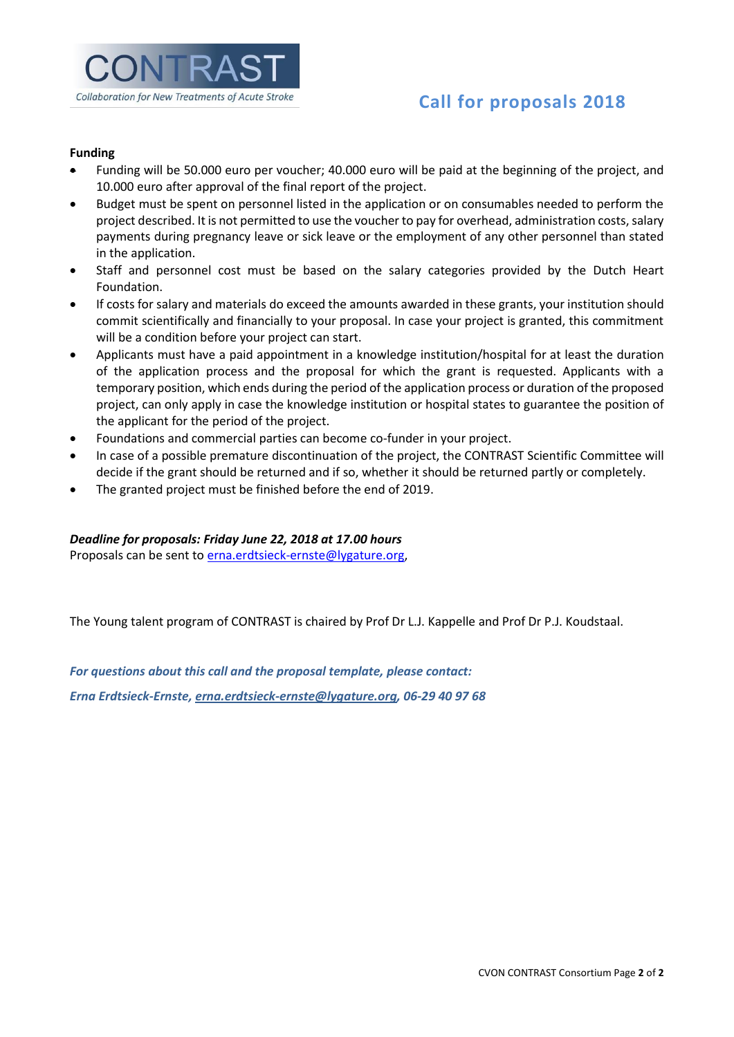CONTRAST

*Collaboration for New Treatments of Acute Stroke*

## Call for proposals 2018

**Funding**

- Funding will be 50.000 euro per voucher; 40.000 euro will be paid at the beginning of the project, and 10.000 euro after approval of the final report of the project.
- Budget must be spent on personnel listed in the application or on consumables needed to perform the project described. It is not permitted to use the voucher to pay for overhead, administration costs, salary payments during pregnancy leave or sick leave or the employment of any other personnel than stated in the application.
- Staff and personnel cost must be based on the salary categories provided by the Dutch Heart Foundation.
- If costs for salary and materials do exceed the amounts awarded in these grants, your institution should commit scientifically and financially to your proposal. In case your project is granted, this commitment will be a condition before your project can start.
- Applicants must have a paid appointment in a knowledge institution/hospital for at least the duration of the application process and the proposal for which the grant is requested. Applicants with a temporary position, which ends during the period of the application process or duration of the proposed project, can only apply in case the knowledge institution or hospital states to guarantee the position of the applicant for the period of the project.
- Foundations and commercial parties can become co-funder in your project.
- In case of a possible premature discontinuation of the project, the CONTRAST Scientific Committee will decide if the grant should be returned and if so, whether it should be returned partly or completely.
- The granted project must be finished before the end of 2019.

***Deadline for proposals: Friday June 22, 2018 at 17.00 hours***
Proposals can be sent to erna.erdtsieck-ernste@lygature.org,

The Young talent program of CONTRAST is chaired by Prof Dr L.J. Kappelle and Prof Dr P.J. Koudstaal.

***For questions about this call and the proposal template, please contact:***

***Erna Erdtsieck-Ernste, erna.erdtsieck-ernste@lygature.org, 06-29 40 97 68***